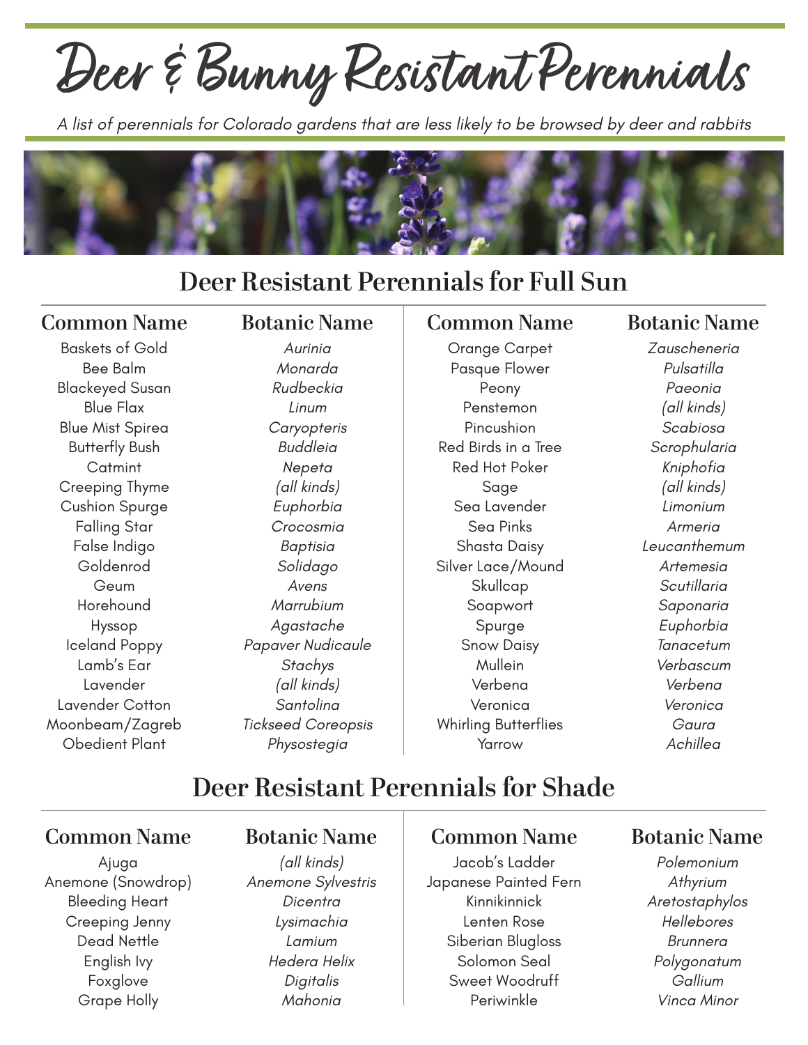# Deer & Bunny Resistant Perennials

*A list of perennials for Colorado gardens that are less likely to be browsed by deer and rabbits*

## Deer Resistant Perennials for Full Sun

| Common Name | Botanic Name |
|---|---|
| Baskets of Gold | *Aurinia* |
| Bee Balm | *Monarda* |
| Blackeyed Susan | *Rudbeckia* |
| Blue Flax | *Linum* |
| Blue Mist Spirea | *Caryopteris* |
| Butterfly Bush | *Buddleia* |
| Catmint | *Nepeta* |
| Creeping Thyme | *(all kinds)* |
| Cushion Spurge | *Euphorbia* |
| Falling Star | *Crocosmia* |
| False Indigo | *Baptisia* |
| Goldenrod | *Solidago* |
| Geum | *Avens* |
| Horehound | *Marrubium* |
| Hyssop | *Agastache* |
| Iceland Poppy | *Papaver Nudicaule* |
| Lamb's Ear | *Stachys* |
| Lavender | *(all kinds)* |
| Lavender Cotton | *Santolina* |
| Moonbeam/Zagreb | *Tickseed Coreopsis* |
| Obedient Plant | *Physostegia* |
| Orange Carpet | *Zauscheneria* |
| Pasque Flower | *Pulsatilla* |
| Peony | *Paeonia* |
| Penstemon | *(all kinds)* |
| Pincushion | *Scabiosa* |
| Red Birds in a Tree | *Scrophularia* |
| Red Hot Poker | *Kniphofia* |
| Sage | *(all kinds)* |
| Sea Lavender | *Limonium* |
| Sea Pinks | *Armeria* |
| Shasta Daisy | *Leucanthemum* |
| Silver Lace/Mound | *Artemesia* |
| Skullcap | *Scutillaria* |
| Soapwort | *Saponaria* |
| Spurge | *Euphorbia* |
| Snow Daisy | *Tanacetum* |
| Mullein | *Verbascum* |
| Verbena | *Verbena* |
| Veronica | *Veronica* |
| Whirling Butterflies | *Gaura* |
| Yarrow | *Achillea* |

## Deer Resistant Perennials for Shade

| Common Name | Botanic Name |
|---|---|
| Ajuga | *(all kinds)* |
| Anemone (Snowdrop) | *Anemone Sylvestris* |
| Bleeding Heart | *Dicentra* |
| Creeping Jenny | *Lysimachia* |
| Dead Nettle | *Lamium* |
| English Ivy | *Hedera Helix* |
| Foxglove | *Digitalis* |
| Grape Holly | *Mahonia* |
| Jacob's Ladder | *Polemonium* |
| Japanese Painted Fern | *Athyrium* |
| Kinnikinnick | *Aretostaphylos* |
| Lenten Rose | *Hellebores* |
| Siberian Blugloss | *Brunnera* |
| Solomon Seal | *Polygonatum* |
| Sweet Woodruff | *Gallium* |
| Periwinkle | *Vinca Minor* |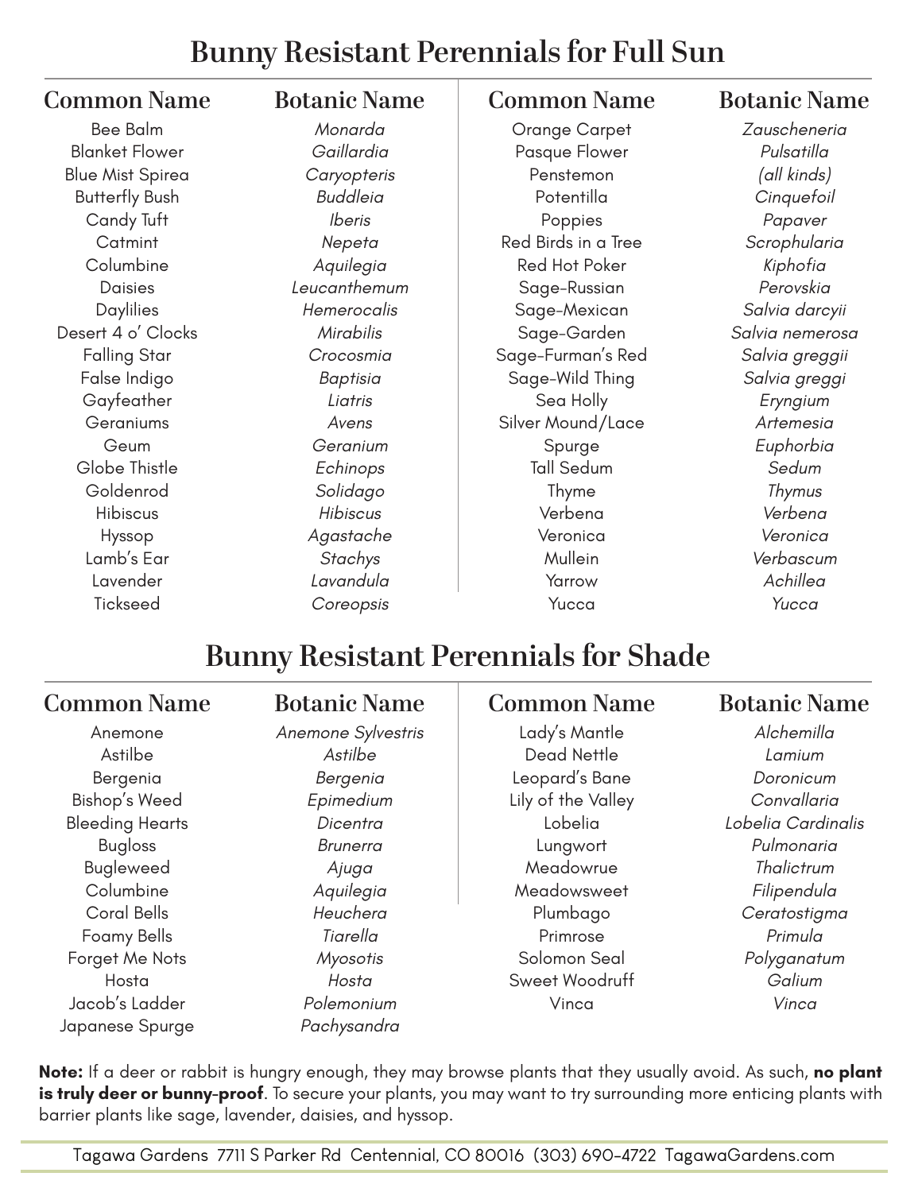# Bunny Resistant Perennials for Full Sun

| Common Name | Botanic Name |
|---|---|
| Bee Balm | *Monarda* |
| Blanket Flower | *Gaillardia* |
| Blue Mist Spirea | *Caryopteris* |
| Butterfly Bush | *Buddleia* |
| Candy Tuft | *Iberis* |
| Catmint | *Nepeta* |
| Columbine | *Aquilegia* |
| Daisies | *Leucanthemum* |
| Daylilies | *Hemerocalis* |
| Desert 4 o' Clocks | *Mirabilis* |
| Falling Star | *Crocosmia* |
| False Indigo | *Baptisia* |
| Gayfeather | *Liatris* |
| Geraniums | *Avens* |
| Geum | *Geranium* |
| Globe Thistle | *Echinops* |
| Goldenrod | *Solidago* |
| Hibiscus | *Hibiscus* |
| Hyssop | *Agastache* |
| Lamb's Ear | *Stachys* |
| Lavender | *Lavandula* |
| Tickseed | *Coreopsis* |
| Orange Carpet | *Zauscheneria* |
| Pasque Flower | *Pulsatilla* |
| Penstemon | *(all kinds)* |
| Potentilla | *Cinquefoil* |
| Poppies | *Papaver* |
| Red Birds in a Tree | *Scrophularia* |
| Red Hot Poker | *Kiphofia* |
| Sage-Russian | *Perovskia* |
| Sage-Mexican | *Salvia darcyii* |
| Sage-Garden | *Salvia nemerosa* |
| Sage-Furman's Red | *Salvia greggii* |
| Sage-Wild Thing | *Salvia greggi* |
| Sea Holly | *Eryngium* |
| Silver Mound/Lace | *Artemesia* |
| Spurge | *Euphorbia* |
| Tall Sedum | *Sedum* |
| Thyme | *Thymus* |
| Verbena | *Verbena* |
| Veronica | *Veronica* |
| Mullein | *Verbascum* |
| Yarrow | *Achillea* |
| Yucca | *Yucca* |

# Bunny Resistant Perennials for Shade

| Common Name | Botanic Name |
|---|---|
| Anemone | *Anemone Sylvestris* |
| Astilbe | *Astilbe* |
| Bergenia | *Bergenia* |
| Bishop's Weed | *Epimedium* |
| Bleeding Hearts | *Dicentra* |
| Bugloss | *Brunerra* |
| Bugleweed | *Ajuga* |
| Columbine | *Aquilegia* |
| Coral Bells | *Heuchera* |
| Foamy Bells | *Tiarella* |
| Forget Me Nots | *Myosotis* |
| Hosta | *Hosta* |
| Jacob's Ladder | *Polemonium* |
| Japanese Spurge | *Pachysandra* |
| Lady's Mantle | *Alchemilla* |
| Dead Nettle | *Lamium* |
| Leopard's Bane | *Doronicum* |
| Lily of the Valley | *Convallaria* |
| Lobelia | *Lobelia Cardinalis* |
| Lungwort | *Pulmonaria* |
| Meadowrue | *Thalictrum* |
| Meadowsweet | *Filipendula* |
| Plumbago | *Ceratostigma* |
| Primrose | *Primula* |
| Solomon Seal | *Polyganatum* |
| Sweet Woodruff | *Galium* |
| Vinca | *Vinca* |

**Note:** If a deer or rabbit is hungry enough, they may browse plants that they usually avoid. As such, **no plant is truly deer or bunny-proof**. To secure your plants, you may want to try surrounding more enticing plants with barrier plants like sage, lavender, daisies, and hyssop.

Tagawa Gardens 7711 S Parker Rd Centennial, CO 80016 (303) 690-4722 TagawaGardens.com